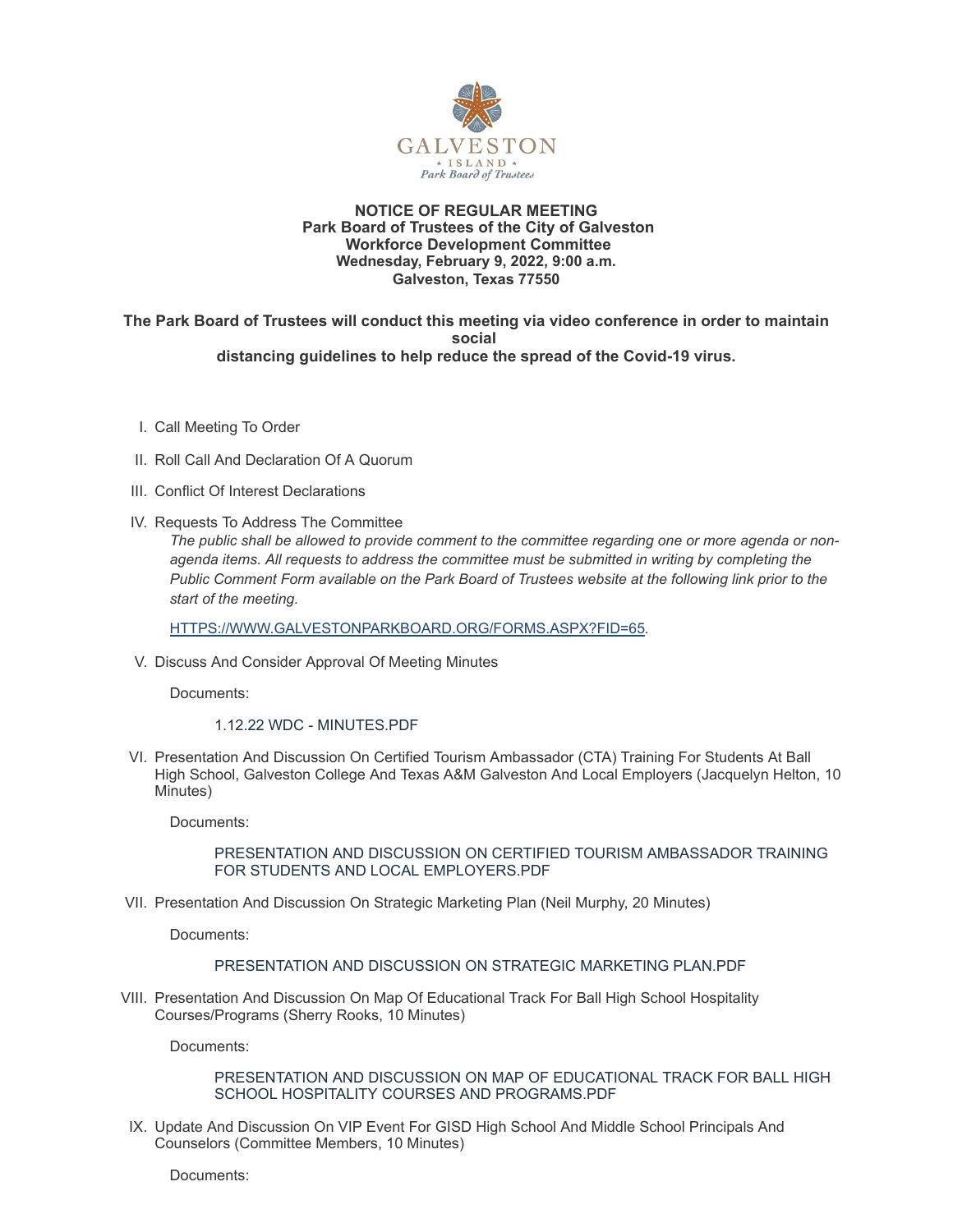**NOTICE OF REGULAR MEETING**
**Park Board of Trustees of the City of Galveston**
**Workforce Development Committee**
**Wednesday, February 9, 2022, 9:00 a.m.**
**Galveston, Texas 77550**

**The Park Board of Trustees will conduct this meeting via video conference in order to maintain social distancing guidelines to help reduce the spread of the Covid-19 virus.**

I. Call Meeting To Order

II. Roll Call And Declaration Of A Quorum

III. Conflict Of Interest Declarations

IV. Requests To Address The Committee

*The public shall be allowed to provide comment to the committee regarding one or more agenda or non-agenda items. All requests to address the committee must be submitted in writing by completing the Public Comment Form available on the Park Board of Trustees website at the following link prior to the start of the meeting.*

HTTPS://WWW.GALVESTONPARKBOARD.ORG/FORMS.ASPX?FID=65.

V. Discuss And Consider Approval Of Meeting Minutes

Documents:

1.12.22 WDC - MINUTES.PDF

VI. Presentation And Discussion On Certified Tourism Ambassador (CTA) Training For Students At Ball High School, Galveston College And Texas A&M Galveston And Local Employers (Jacquelyn Helton, 10 Minutes)

Documents:

PRESENTATION AND DISCUSSION ON CERTIFIED TOURISM AMBASSADOR TRAINING FOR STUDENTS AND LOCAL EMPLOYERS.PDF

VII. Presentation And Discussion On Strategic Marketing Plan (Neil Murphy, 20 Minutes)

Documents:

PRESENTATION AND DISCUSSION ON STRATEGIC MARKETING PLAN.PDF

VIII. Presentation And Discussion On Map Of Educational Track For Ball High School Hospitality Courses/Programs (Sherry Rooks, 10 Minutes)

Documents:

PRESENTATION AND DISCUSSION ON MAP OF EDUCATIONAL TRACK FOR BALL HIGH SCHOOL HOSPITALITY COURSES AND PROGRAMS.PDF

IX. Update And Discussion On VIP Event For GISD High School And Middle School Principals And Counselors (Committee Members, 10 Minutes)

Documents: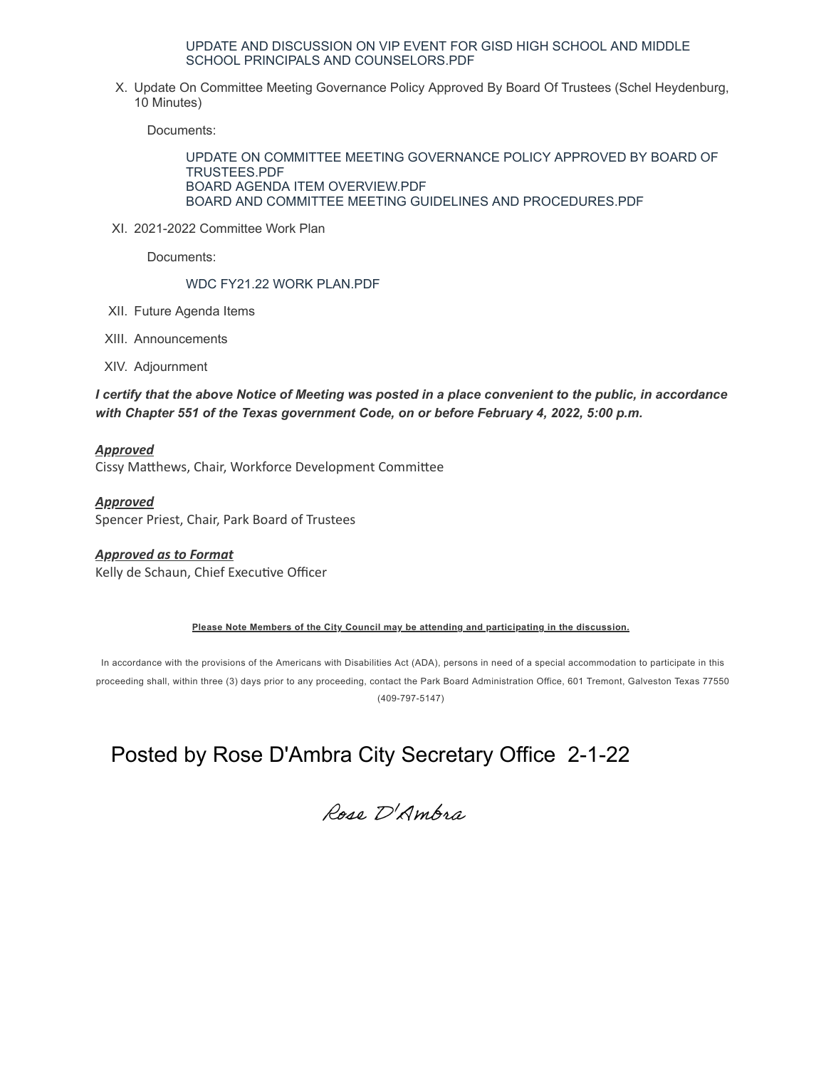UPDATE AND DISCUSSION ON VIP EVENT FOR GISD HIGH SCHOOL AND MIDDLE SCHOOL PRINCIPALS AND COUNSELORS.PDF

X. Update On Committee Meeting Governance Policy Approved By Board Of Trustees (Schel Heydenburg, 10 Minutes)

Documents:

UPDATE ON COMMITTEE MEETING GOVERNANCE POLICY APPROVED BY BOARD OF TRUSTEES.PDF
BOARD AGENDA ITEM OVERVIEW.PDF
BOARD AND COMMITTEE MEETING GUIDELINES AND PROCEDURES.PDF

XI. 2021-2022 Committee Work Plan

Documents:

WDC FY21.22 WORK PLAN.PDF

XII. Future Agenda Items

XIII. Announcements

XIV. Adjournment

***I certify that the above Notice of Meeting was posted in a place convenient to the public, in accordance with Chapter 551 of the Texas government Code, on or before February 4, 2022, 5:00 p.m.***

***Approved***
Cissy Matthews, Chair, Workforce Development Committee

***Approved***
Spencer Priest, Chair, Park Board of Trustees

***Approved as to Format***
Kelly de Schaun, Chief Executive Officer

**Please Note Members of the City Council may be attending and participating in the discussion.**

In accordance with the provisions of the Americans with Disabilities Act (ADA), persons in need of a special accommodation to participate in this proceeding shall, within three (3) days prior to any proceeding, contact the Park Board Administration Office, 601 Tremont, Galveston Texas 77550 (409-797-5147)

Posted by Rose D'Ambra City Secretary Office 2-1-22

Rose D'Ambra